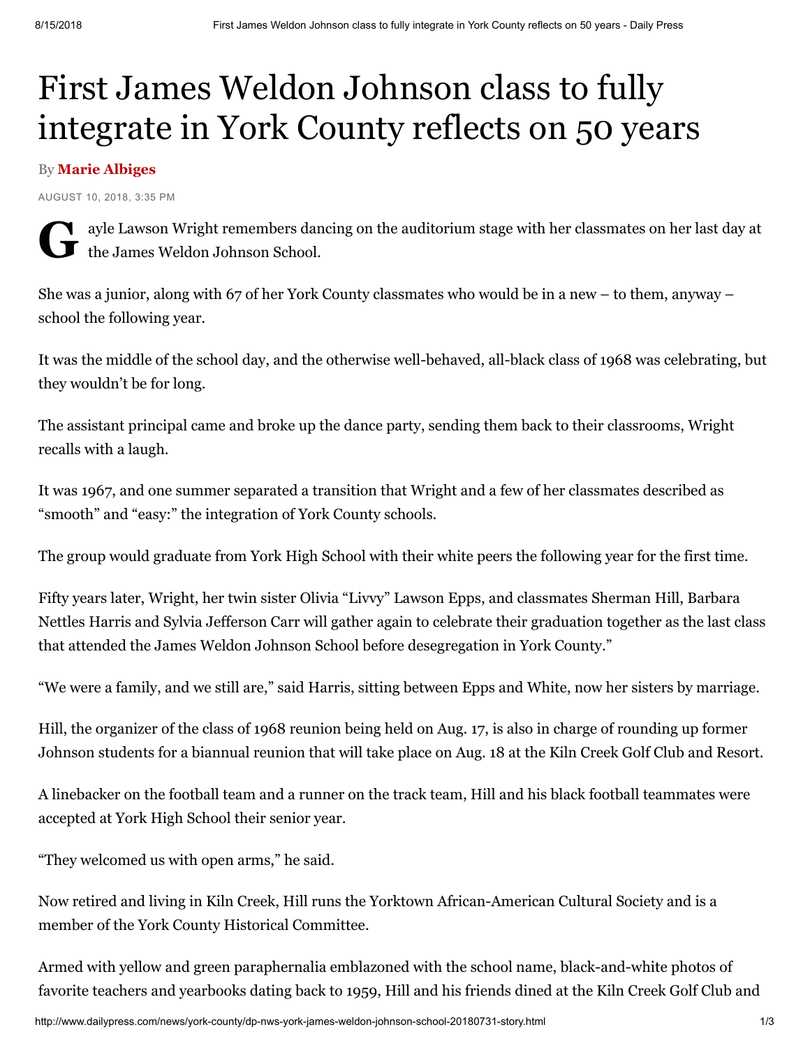# First James Weldon Johnson class to fully integrate in York County reflects on 50 years

By **Marie Albiges**

AUGUST 10, 2018, 3:35 PM

Gayle Lawson Wright remembers dancing on the auditorium stage with her classmates on her last day at the James Weldon Johnson School.

She was a junior, along with 67 of her York County classmates who would be in a new – to them, anyway – school the following year.

It was the middle of the school day, and the otherwise well-behaved, all-black class of 1968 was celebrating, but they wouldn't be for long.

The assistant principal came and broke up the dance party, sending them back to their classrooms, Wright recalls with a laugh.

It was 1967, and one summer separated a transition that Wright and a few of her classmates described as "smooth" and "easy:" the integration of York County schools.

The group would graduate from York High School with their white peers the following year for the first time.

Fifty years later, Wright, her twin sister Olivia "Livvy" Lawson Epps, and classmates Sherman Hill, Barbara Nettles Harris and Sylvia Jefferson Carr will gather again to celebrate their graduation together as the last class that attended the James Weldon Johnson School before desegregation in York County."

"We were a family, and we still are," said Harris, sitting between Epps and White, now her sisters by marriage.

Hill, the organizer of the class of 1968 reunion being held on Aug. 17, is also in charge of rounding up former Johnson students for a biannual reunion that will take place on Aug. 18 at the Kiln Creek Golf Club and Resort.

A linebacker on the football team and a runner on the track team, Hill and his black football teammates were accepted at York High School their senior year.

"They welcomed us with open arms," he said.

Now retired and living in Kiln Creek, Hill runs the Yorktown African-American Cultural Society and is a member of the York County Historical Committee.

Armed with yellow and green paraphernalia emblazoned with the school name, black-and-white photos of favorite teachers and yearbooks dating back to 1959, Hill and his friends dined at the Kiln Creek Golf Club and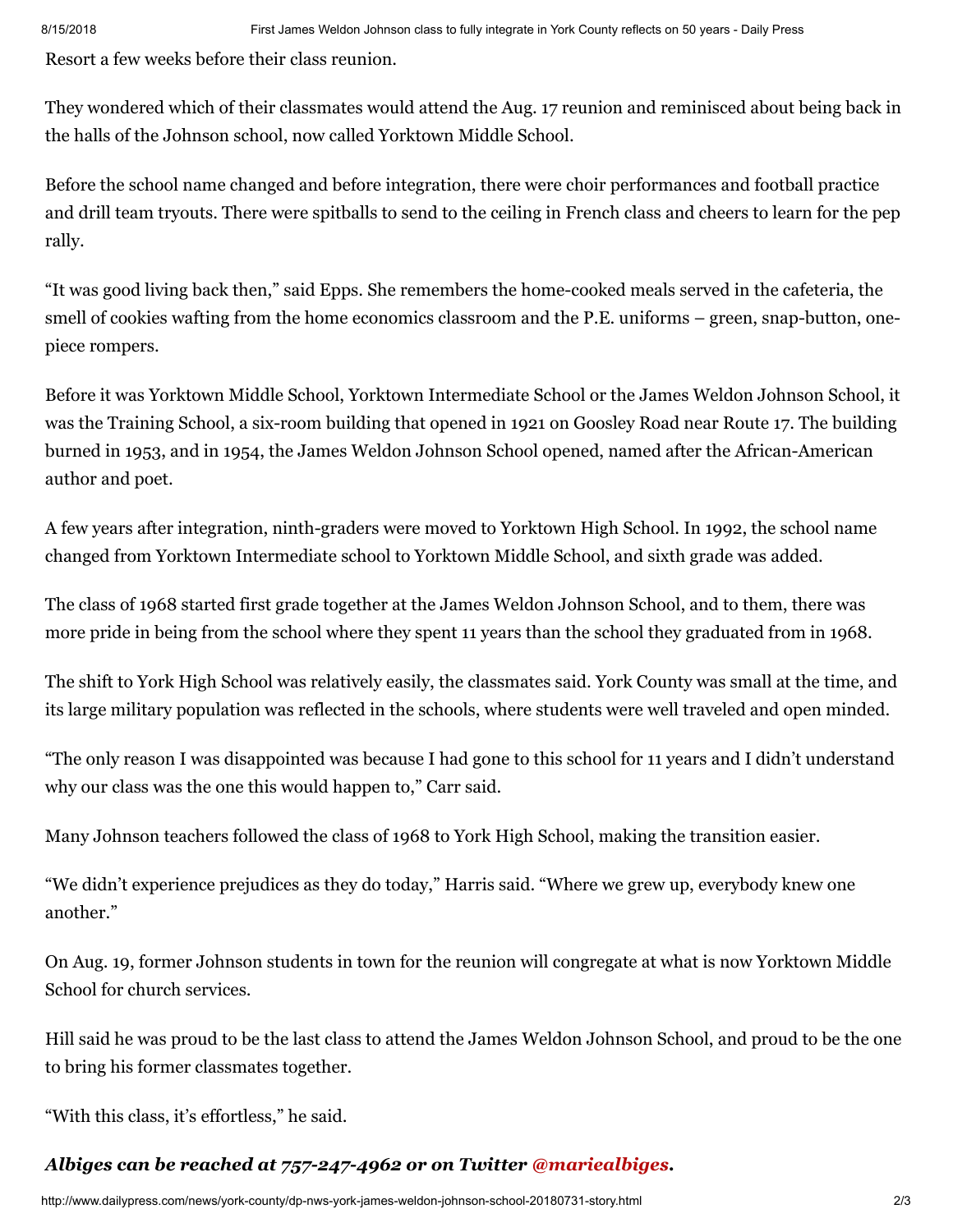Resort a few weeks before their class reunion.

They wondered which of their classmates would attend the Aug. 17 reunion and reminisced about being back in the halls of the Johnson school, now called Yorktown Middle School.

Before the school name changed and before integration, there were choir performances and football practice and drill team tryouts. There were spitballs to send to the ceiling in French class and cheers to learn for the pep rally.

"It was good living back then," said Epps. She remembers the home-cooked meals served in the cafeteria, the smell of cookies wafting from the home economics classroom and the P.E. uniforms – green, snap-button, one-piece rompers.

Before it was Yorktown Middle School, Yorktown Intermediate School or the James Weldon Johnson School, it was the Training School, a six-room building that opened in 1921 on Goosley Road near Route 17. The building burned in 1953, and in 1954, the James Weldon Johnson School opened, named after the African-American author and poet.

A few years after integration, ninth-graders were moved to Yorktown High School. In 1992, the school name changed from Yorktown Intermediate school to Yorktown Middle School, and sixth grade was added.

The class of 1968 started first grade together at the James Weldon Johnson School, and to them, there was more pride in being from the school where they spent 11 years than the school they graduated from in 1968.

The shift to York High School was relatively easily, the classmates said. York County was small at the time, and its large military population was reflected in the schools, where students were well traveled and open minded.

"The only reason I was disappointed was because I had gone to this school for 11 years and I didn't understand why our class was the one this would happen to," Carr said.

Many Johnson teachers followed the class of 1968 to York High School, making the transition easier.

"We didn't experience prejudices as they do today," Harris said. "Where we grew up, everybody knew one another."

On Aug. 19, former Johnson students in town for the reunion will congregate at what is now Yorktown Middle School for church services.

Hill said he was proud to be the last class to attend the James Weldon Johnson School, and proud to be the one to bring his former classmates together.

"With this class, it's effortless," he said.

***Albiges can be reached at 757-247-4962 or on Twitter @mariealbiges.***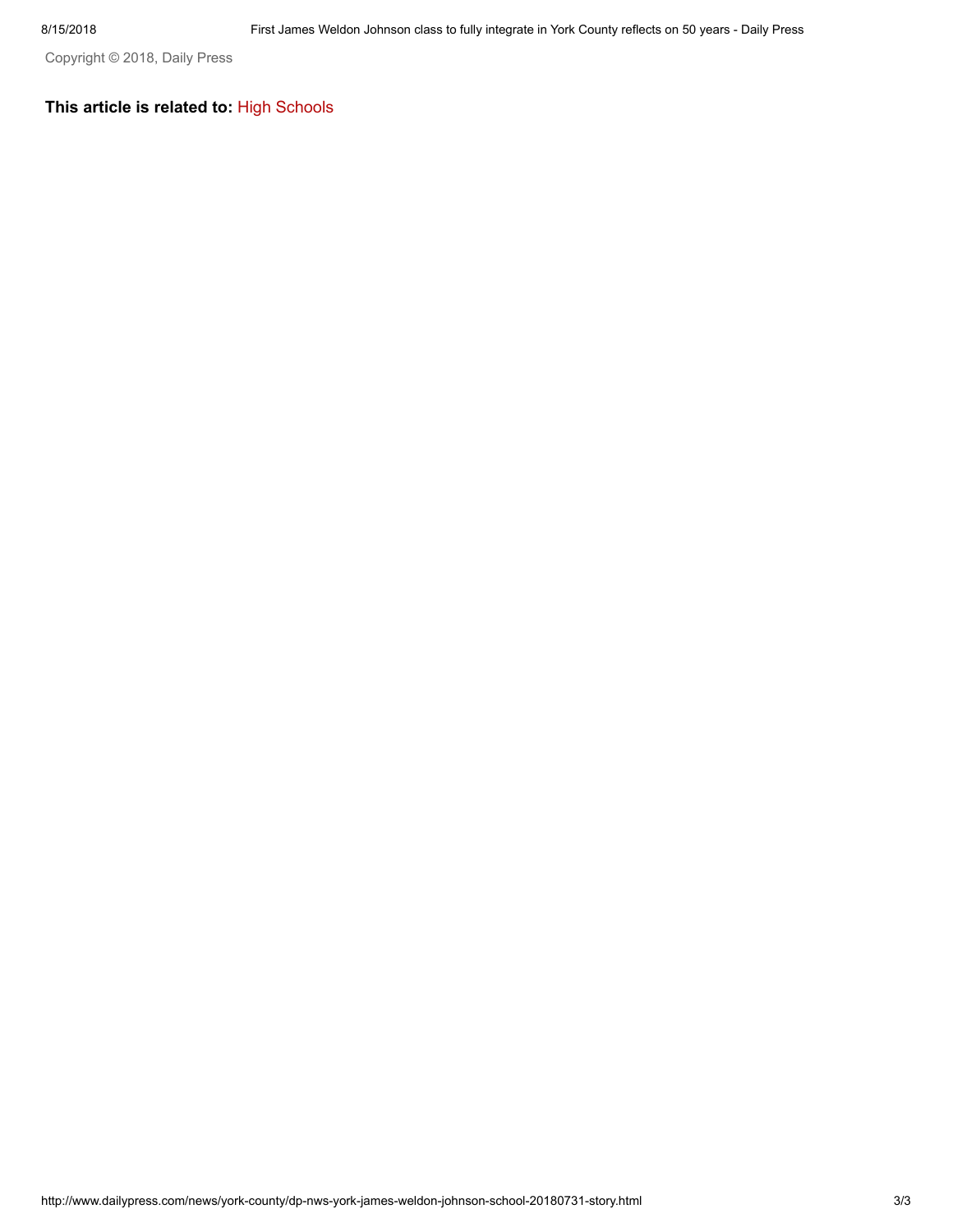Copyright © 2018, Daily Press

**This article is related to:** High Schools